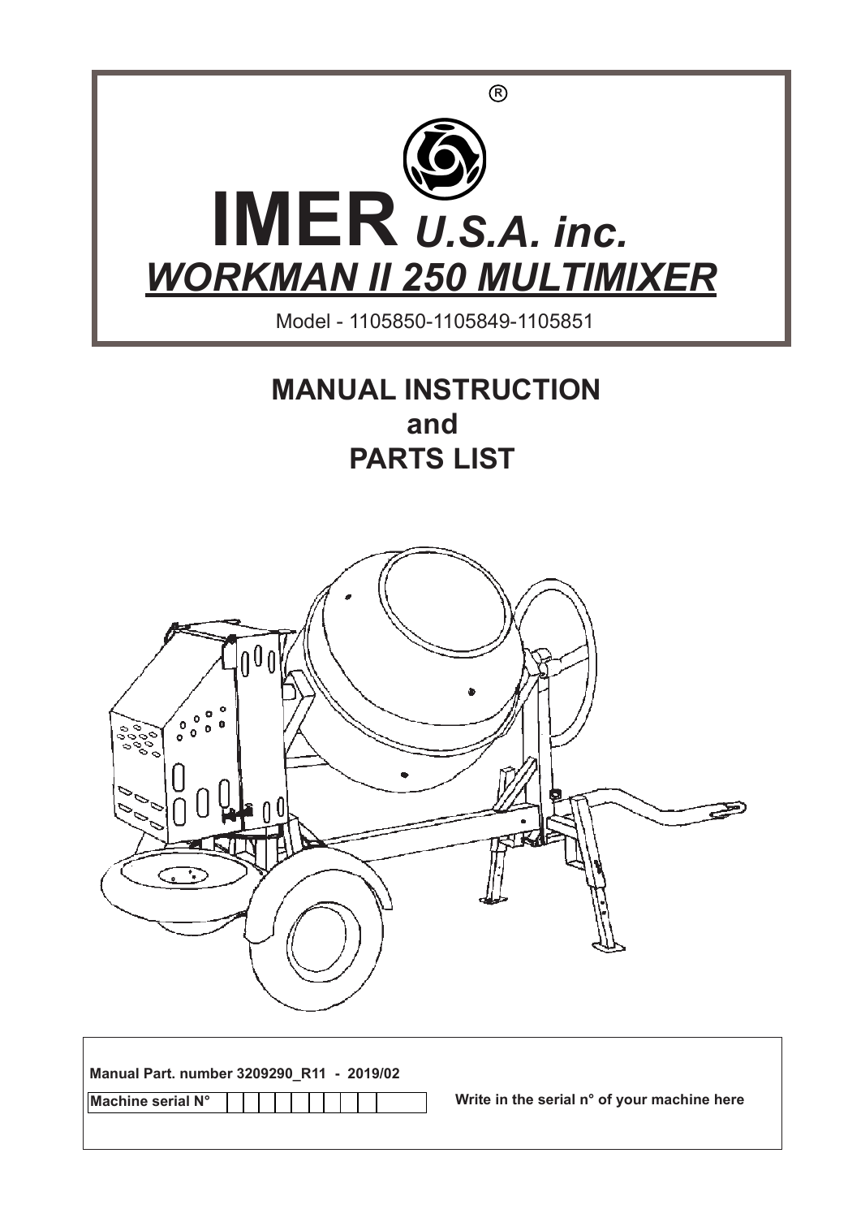# IMER® *U.S.A. inc.*

## ***WORKMAN II 250 MULTIMIXER***

Model - 1105850-1105849-1105851

# MANUAL INSTRUCTION and PARTS LIST

**Manual Part. number 3209290_R11 - 2019/02**

**Machine serial N°** | | | | | | | | | | |

**Write in the serial n° of your machine here**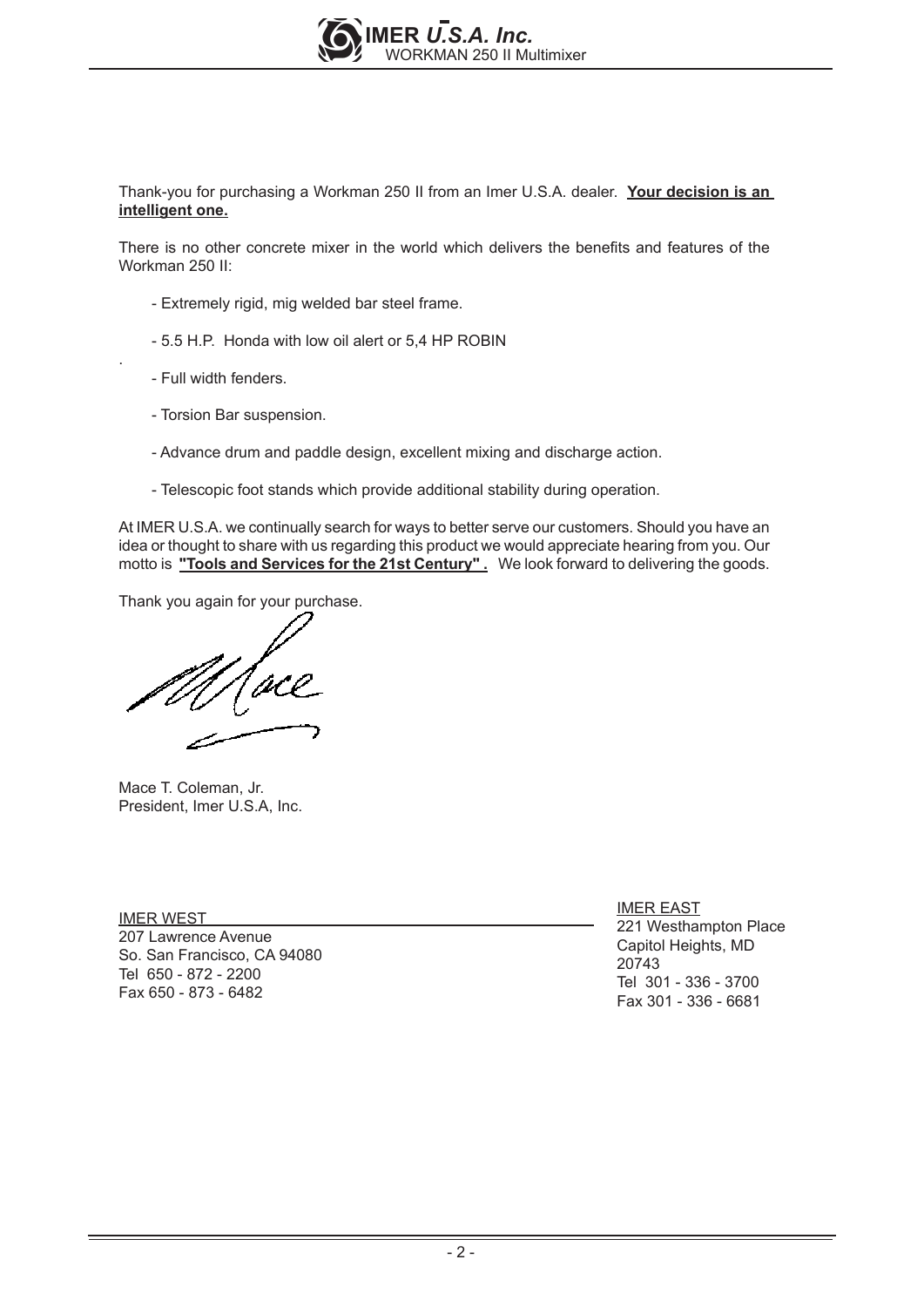Thank-you for purchasing a Workman 250 II from an Imer U.S.A. dealer. **Your decision is an intelligent one.**

There is no other concrete mixer in the world which delivers the benefits and features of the Workman 250 II:

- Extremely rigid, mig welded bar steel frame.
- 5.5 H.P. Honda with low oil alert or 5,4 HP ROBIN
- Full width fenders.
- Torsion Bar suspension.
- Advance drum and paddle design, excellent mixing and discharge action.
- Telescopic foot stands which provide additional stability during operation.

At IMER U.S.A. we continually search for ways to better serve our customers. Should you have an idea or thought to share with us regarding this product we would appreciate hearing from you. Our motto is **"Tools and Services for the 21st Century" .** We look forward to delivering the goods.

Thank you again for your purchase.

Mace T. Coleman, Jr.
President, Imer U.S.A, Inc.

IMER WEST
207 Lawrence Avenue
So. San Francisco, CA 94080
Tel 650 - 872 - 2200
Fax 650 - 873 - 6482

IMER EAST
221 Westhampton Place
Capitol Heights, MD
20743
Tel 301 - 336 - 3700
Fax 301 - 336 - 6681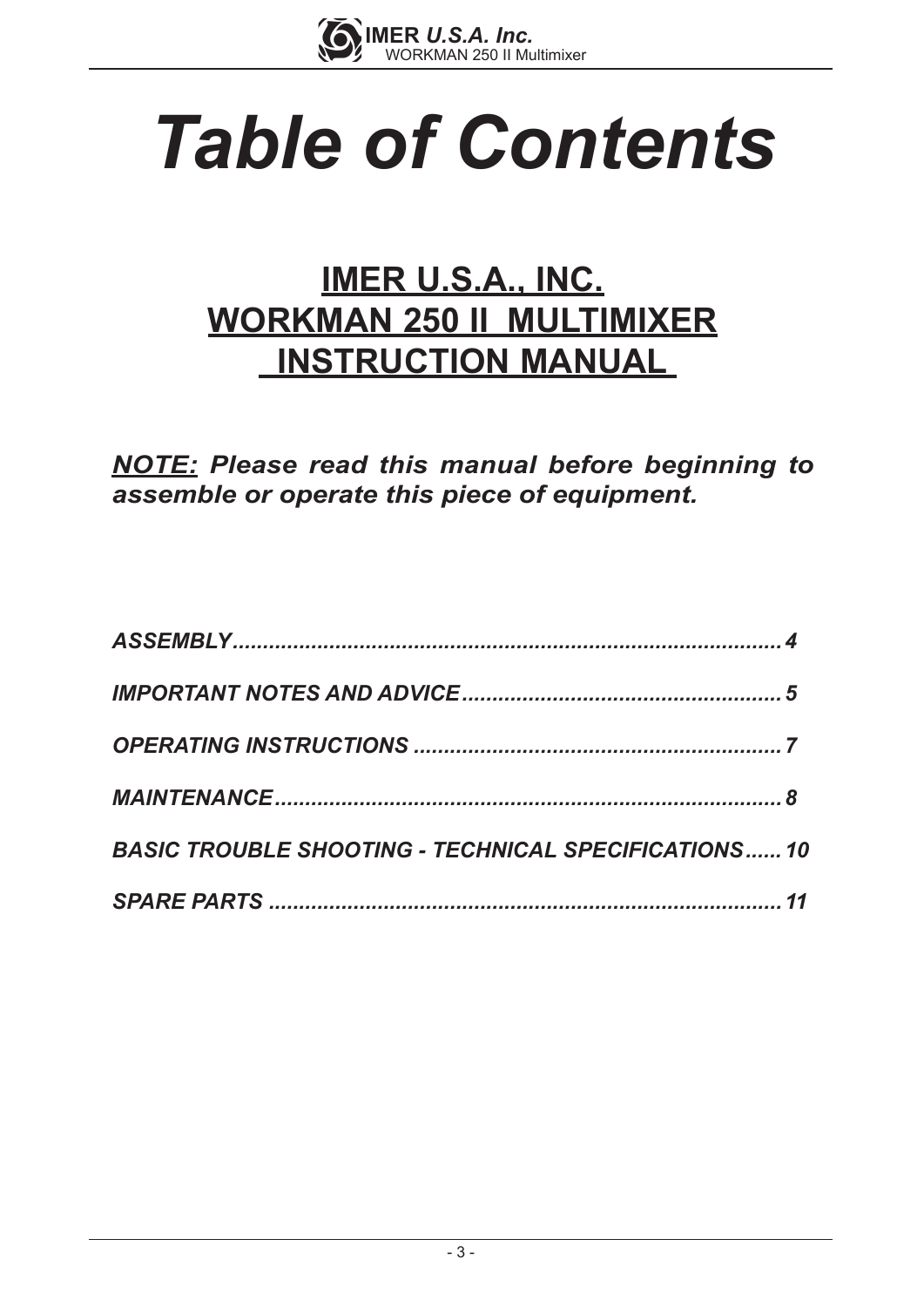# *Table of Contents*

## IMER U.S.A., INC.
## WORKMAN 250 II MULTIMIXER
## INSTRUCTION MANUAL

***NOTE:* Please read this manual before beginning to assemble or operate this piece of equipment.**

***ASSEMBLY........................................................................................ 4***

***IMPORTANT NOTES AND ADVICE.................................................... 5***

***OPERATING INSTRUCTIONS ............................................................ 7***

***MAINTENANCE................................................................................... 8***

***BASIC TROUBLE SHOOTING - TECHNICAL SPECIFICATIONS...... 10***

***SPARE PARTS ..................................................................................... 11***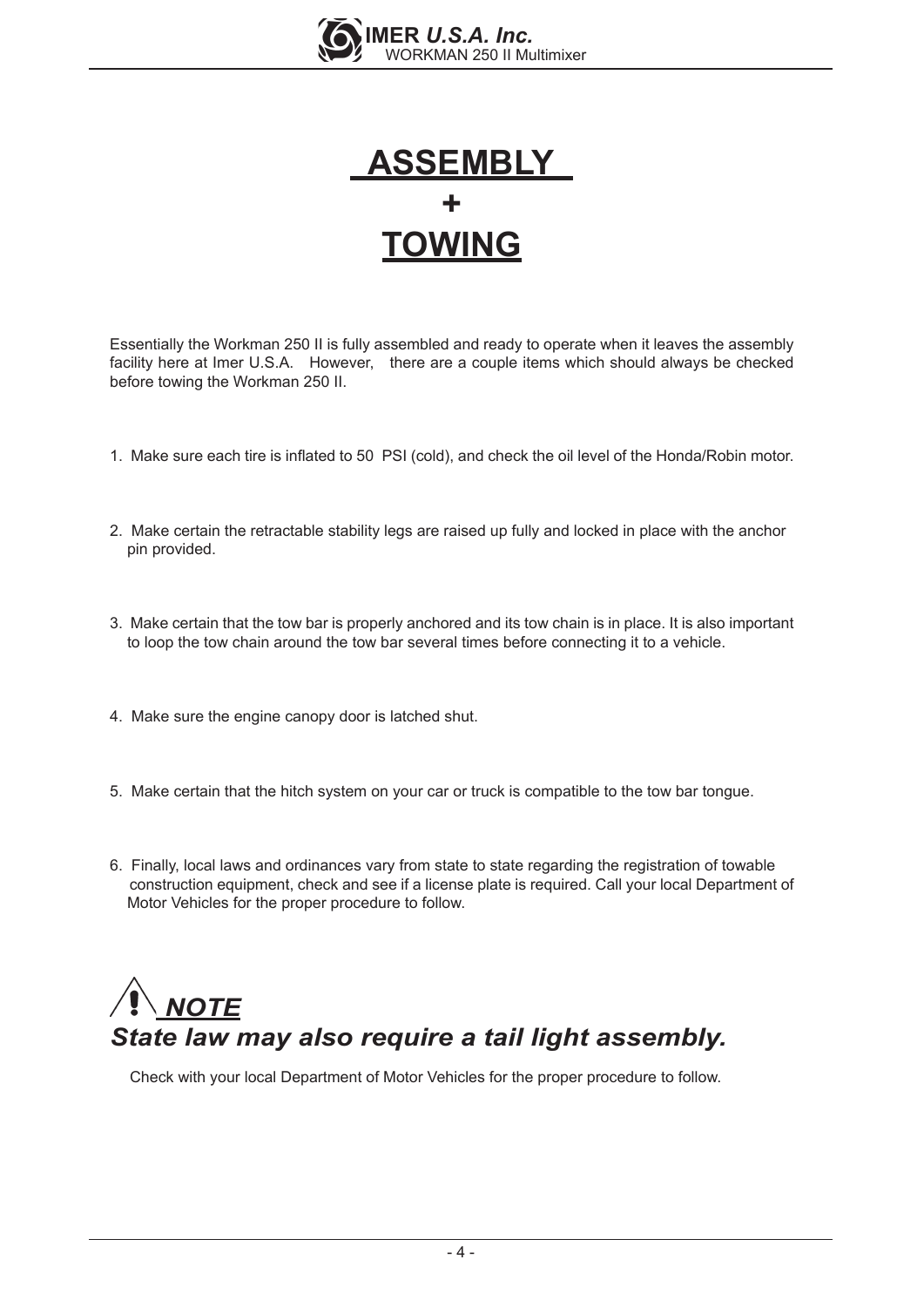# ASSEMBLY
# +
# TOWING

Essentially the Workman 250 II is fully assembled and ready to operate when it leaves the assembly facility here at Imer U.S.A. However, there are a couple items which should always be checked before towing the Workman 250 II.

1. Make sure each tire is inflated to 50 PSI (cold), and check the oil level of the Honda/Robin motor.

2. Make certain the retractable stability legs are raised up fully and locked in place with the anchor pin provided.

3. Make certain that the tow bar is properly anchored and its tow chain is in place. It is also important to loop the tow chain around the tow bar several times before connecting it to a vehicle.

4. Make sure the engine canopy door is latched shut.

5. Make certain that the hitch system on your car or truck is compatible to the tow bar tongue.

6. Finally, local laws and ordinances vary from state to state regarding the registration of towable construction equipment, check and see if a license plate is required. Call your local Department of Motor Vehicles for the proper procedure to follow.

## ⚠ *NOTE*

## *State law may also require a tail light assembly.*

Check with your local Department of Motor Vehicles for the proper procedure to follow.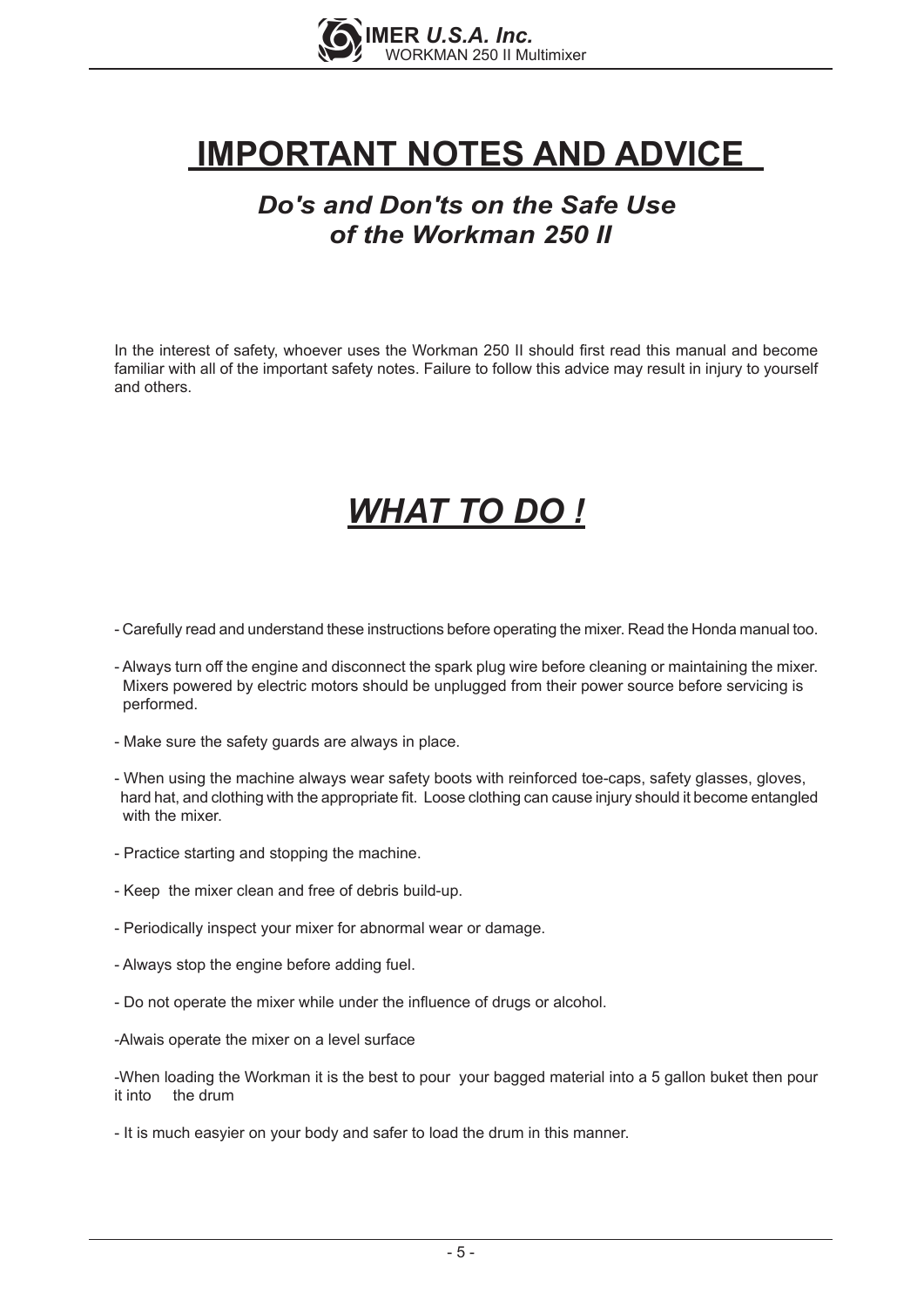# IMPORTANT NOTES AND ADVICE

## *Do's and Don'ts on the Safe Use of the Workman 250 II*

In the interest of safety, whoever uses the Workman 250 II should first read this manual and become familiar with all of the important safety notes. Failure to follow this advice may result in injury to yourself and others.

# *WHAT TO DO !*

- Carefully read and understand these instructions before operating the mixer. Read the Honda manual too.
- Always turn off the engine and disconnect the spark plug wire before cleaning or maintaining the mixer. Mixers powered by electric motors should be unplugged from their power source before servicing is performed.
- Make sure the safety guards are always in place.
- When using the machine always wear safety boots with reinforced toe-caps, safety glasses, gloves, hard hat, and clothing with the appropriate fit. Loose clothing can cause injury should it become entangled with the mixer.
- Practice starting and stopping the machine.
- Keep the mixer clean and free of debris build-up.
- Periodically inspect your mixer for abnormal wear or damage.
- Always stop the engine before adding fuel.
- Do not operate the mixer while under the influence of drugs or alcohol.
- Alwais operate the mixer on a level surface
- When loading the Workman it is the best to pour your bagged material into a 5 gallon buket then pour it into the drum
- It is much easyier on your body and safer to load the drum in this manner.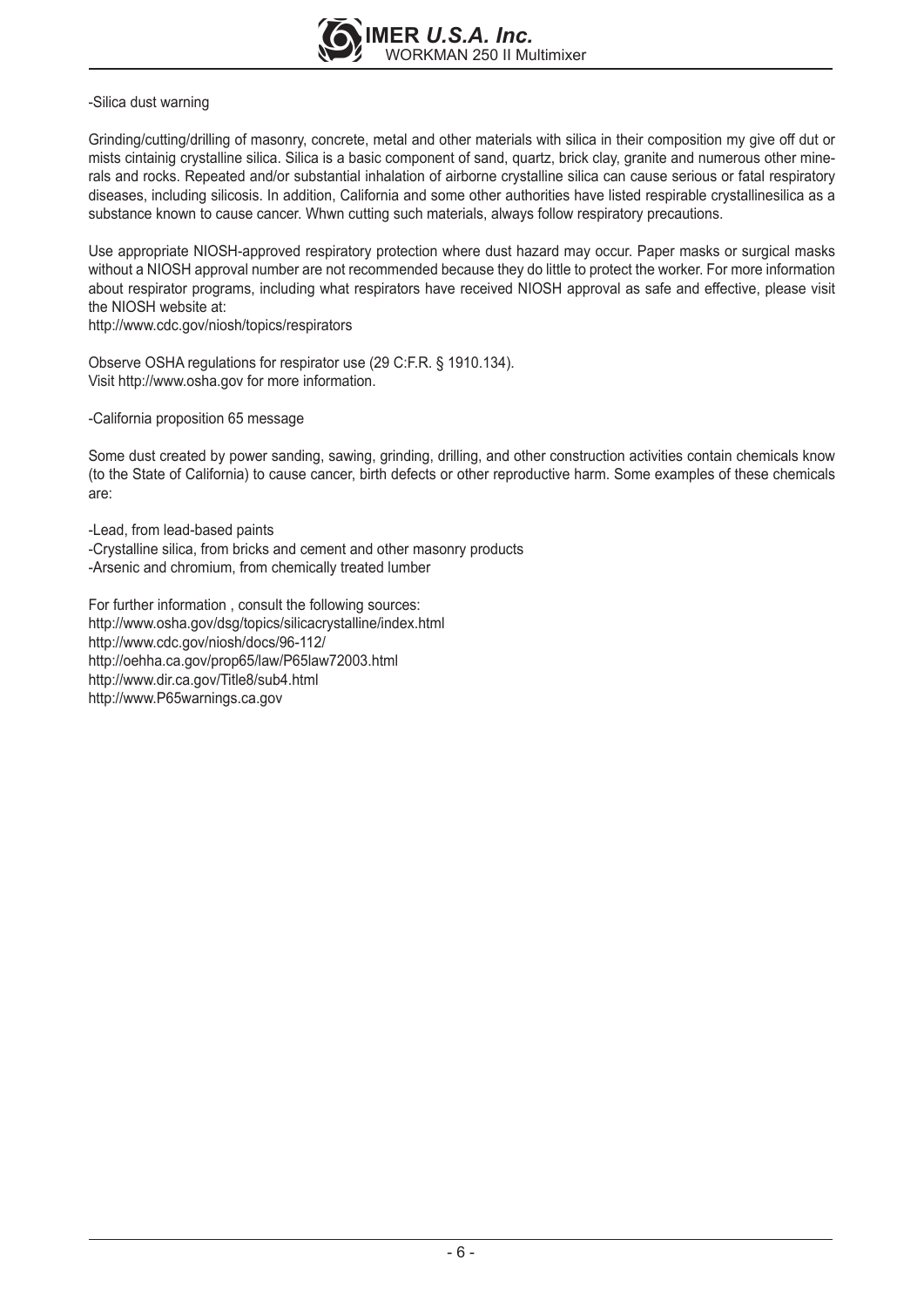-Silica dust warning

Grinding/cutting/drilling of masonry, concrete, metal and other materials with silica in their composition my give off dut or mists cintainig crystalline silica. Silica is a basic component of sand, quartz, brick clay, granite and numerous other minerals and rocks. Repeated and/or substantial inhalation of airborne crystalline silica can cause serious or fatal respiratory diseases, including silicosis. In addition, California and some other authorities have listed respirable crystallinesilica as a substance known to cause cancer. Whwn cutting such materials, always follow respiratory precautions.

Use appropriate NIOSH-approved respiratory protection where dust hazard may occur. Paper masks or surgical masks without a NIOSH approval number are not recommended because they do little to protect the worker. For more information about respirator programs, including what respirators have received NIOSH approval as safe and effective, please visit the NIOSH website at:
http://www.cdc.gov/niosh/topics/respirators

Observe OSHA regulations for respirator use (29 C:F.R. § 1910.134).
Visit http://www.osha.gov for more information.

-California proposition 65 message

Some dust created by power sanding, sawing, grinding, drilling, and other construction activities contain chemicals know (to the State of California) to cause cancer, birth defects or other reproductive harm. Some examples of these chemicals are:

-Lead, from lead-based paints
-Crystalline silica, from bricks and cement and other masonry products
-Arsenic and chromium, from chemically treated lumber

For further information , consult the following sources:
http://www.osha.gov/dsg/topics/silicacrystalline/index.html
http://www.cdc.gov/niosh/docs/96-112/
http://oehha.ca.gov/prop65/law/P65law72003.html
http://www.dir.ca.gov/Title8/sub4.html
http://www.P65warnings.ca.gov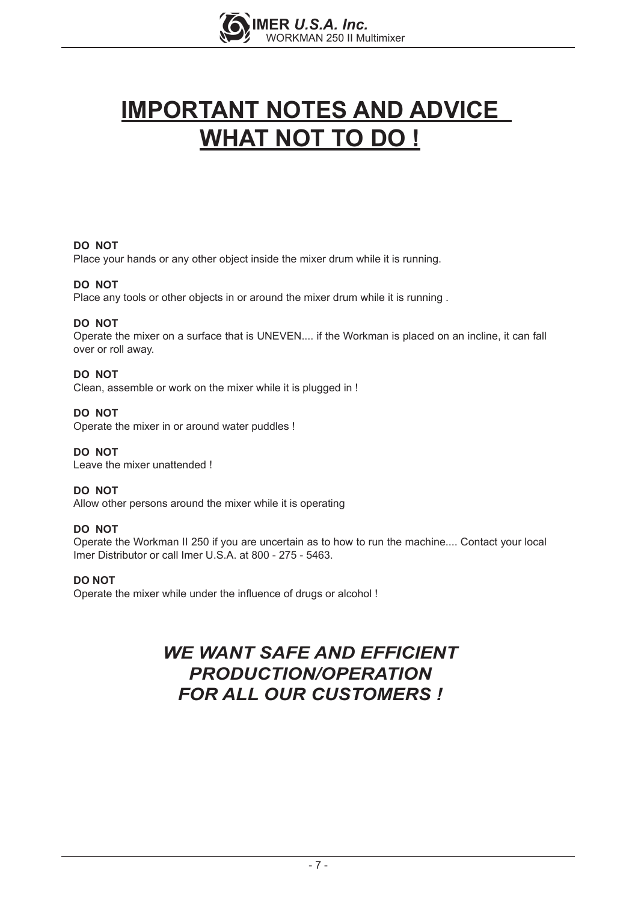# IMPORTANT NOTES AND ADVICE WHAT NOT TO DO !

**DO NOT**
Place your hands or any other object inside the mixer drum while it is running.

**DO NOT**
Place any tools or other objects in or around the mixer drum while it is running .

**DO NOT**
Operate the mixer on a surface that is UNEVEN.... if the Workman is placed on an incline, it can fall over or roll away.

**DO NOT**
Clean, assemble or work on the mixer while it is plugged in !

**DO NOT**
Operate the mixer in or around water puddles !

**DO NOT**
Leave the mixer unattended !

**DO NOT**
Allow other persons around the mixer while it is operating

**DO NOT**
Operate the Workman II 250 if you are uncertain as to how to run the machine.... Contact your local Imer Distributor or call Imer U.S.A. at 800 - 275 - 5463.

**DO NOT**
Operate the mixer while under the influence of drugs or alcohol !

***WE WANT SAFE AND EFFICIENT PRODUCTION/OPERATION FOR ALL OUR CUSTOMERS !***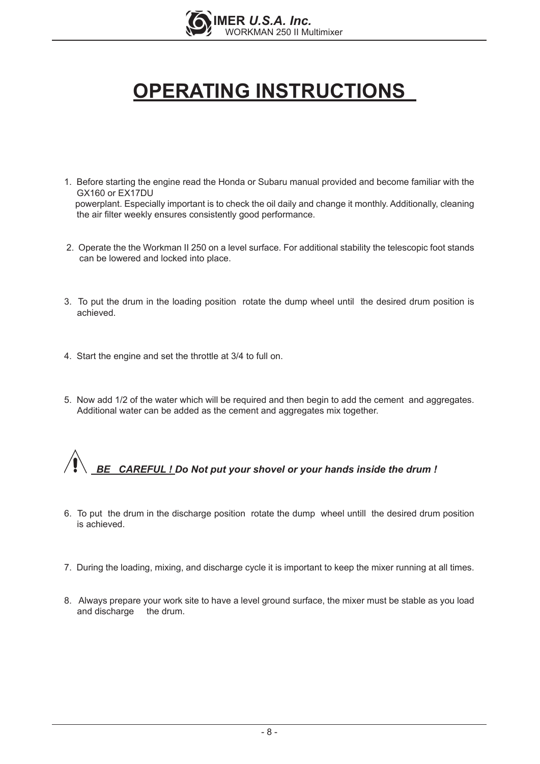# OPERATING INSTRUCTIONS

1. Before starting the engine read the Honda or Subaru manual provided and become familiar with the GX160 or EX17DU powerplant. Especially important is to check the oil daily and change it monthly. Additionally, cleaning the air filter weekly ensures consistently good performance.

2. Operate the the Workman II 250 on a level surface. For additional stability the telescopic foot stands can be lowered and locked into place.

3. To put the drum in the loading position rotate the dump wheel until the desired drum position is achieved.

4. Start the engine and set the throttle at 3/4 to full on.

5. Now add 1/2 of the water which will be required and then begin to add the cement and aggregates. Additional water can be added as the cement and aggregates mix together.

⚠ ***BE CAREFUL !*** ***Do Not put your shovel or your hands inside the drum !***

6. To put the drum in the discharge position rotate the dump wheel untill the desired drum position is achieved.

7. During the loading, mixing, and discharge cycle it is important to keep the mixer running at all times.

8. Always prepare your work site to have a level ground surface, the mixer must be stable as you load and discharge the drum.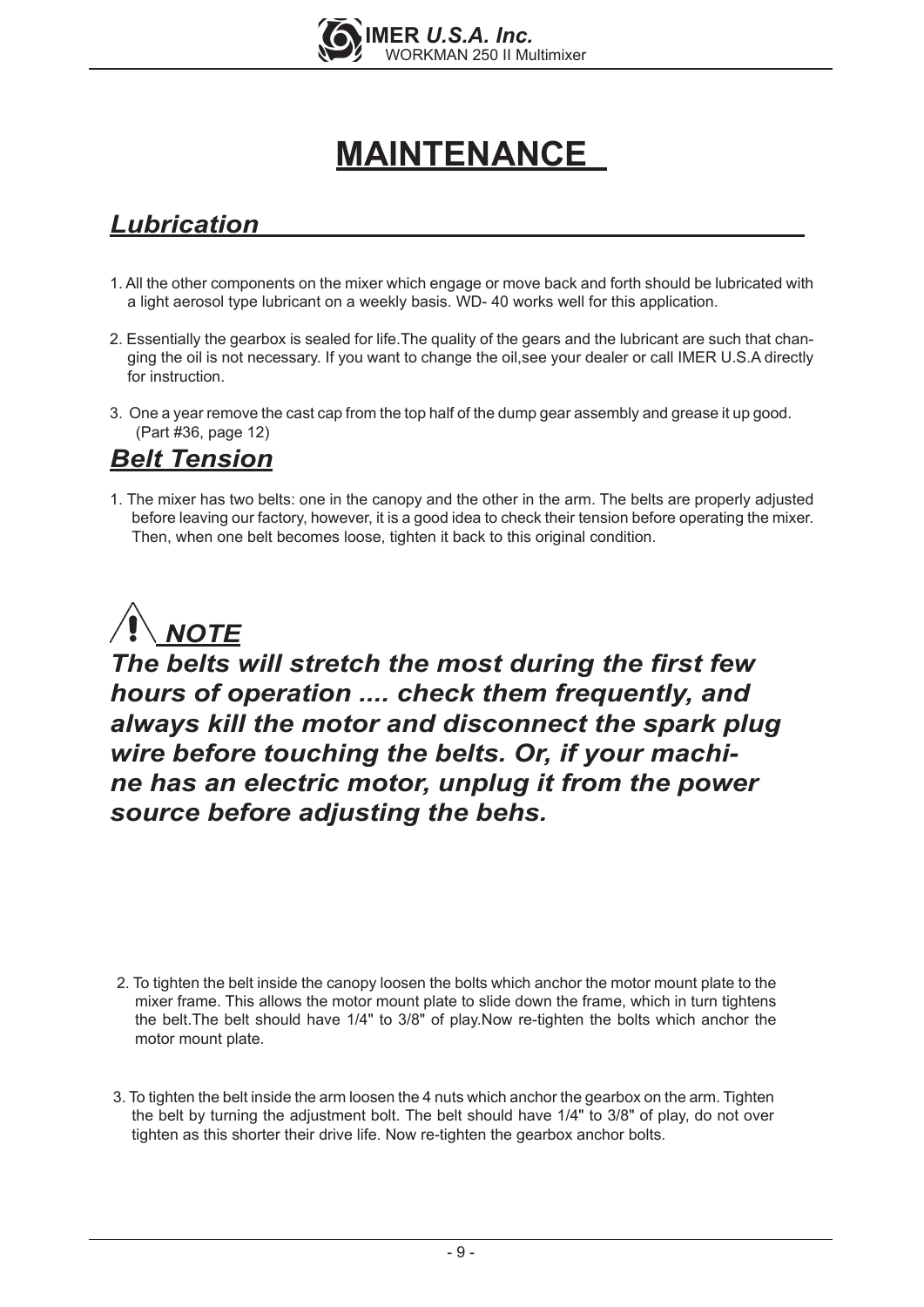# MAINTENANCE

## *Lubrication*

1. All the other components on the mixer which engage or move back and forth should be lubricated with a light aerosol type lubricant on a weekly basis. WD- 40 works well for this application.

2. Essentially the gearbox is sealed for life.The quality of the gears and the lubricant are such that changing the oil is not necessary. If you want to change the oil,see your dealer or call IMER U.S.A directly for instruction.

3. One a year remove the cast cap from the top half of the dump gear assembly and grease it up good. (Part #36, page 12)

## *Belt Tension*

1. The mixer has two belts: one in the canopy and the other in the arm. The belts are properly adjusted before leaving our factory, however, it is a good idea to check their tension before operating the mixer. Then, when one belt becomes loose, tighten it back to this original condition.

### ⚠ *NOTE*

***The belts will stretch the most during the first few hours of operation .... check them frequently, and always kill the motor and disconnect the spark plug wire before touching the belts. Or, if your machine has an electric motor, unplug it from the power source before adjusting the behs.***

2. To tighten the belt inside the canopy loosen the bolts which anchor the motor mount plate to the mixer frame. This allows the motor mount plate to slide down the frame, which in turn tightens the belt.The belt should have 1/4" to 3/8" of play.Now re-tighten the bolts which anchor the motor mount plate.

3. To tighten the belt inside the arm loosen the 4 nuts which anchor the gearbox on the arm. Tighten the belt by turning the adjustment bolt. The belt should have 1/4" to 3/8" of play, do not over tighten as this shorter their drive life. Now re-tighten the gearbox anchor bolts.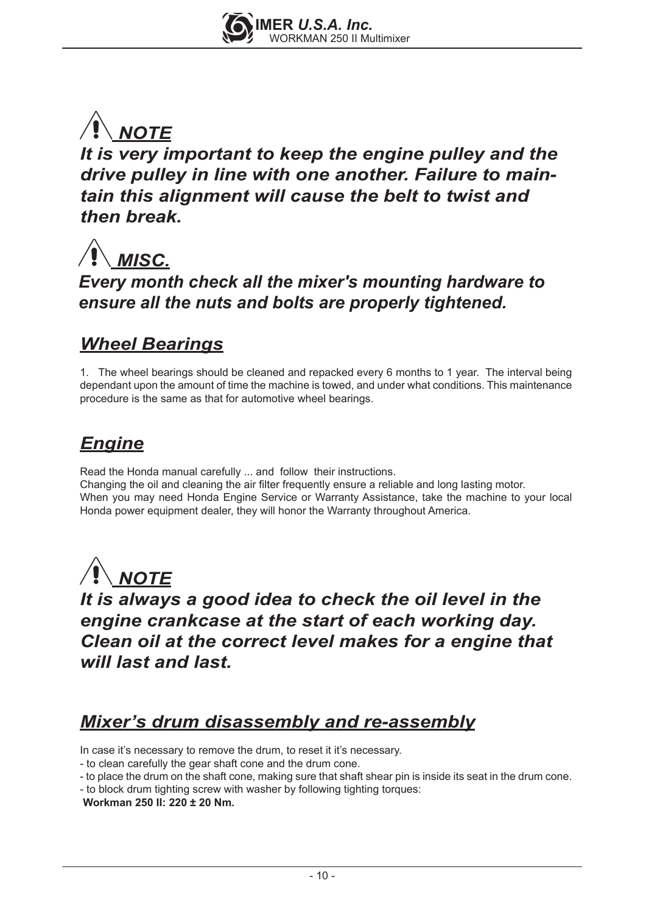## ***NOTE***

***It is very important to keep the engine pulley and the drive pulley in line with one another. Failure to maintain this alignment will cause the belt to twist and then break.***

## ***MISC.***

***Every month check all the mixer's mounting hardware to ensure all the nuts and bolts are properly tightened.***

## ***Wheel Bearings***

1. The wheel bearings should be cleaned and repacked every 6 months to 1 year. The interval being dependant upon the amount of time the machine is towed, and under what conditions. This maintenance procedure is the same as that for automotive wheel bearings.

## ***Engine***

Read the Honda manual carefully ... and follow their instructions.
Changing the oil and cleaning the air filter frequently ensure a reliable and long lasting motor.
When you may need Honda Engine Service or Warranty Assistance, take the machine to your local Honda power equipment dealer, they will honor the Warranty throughout America.

## ***NOTE***

***It is always a good idea to check the oil level in the engine crankcase at the start of each working day. Clean oil at the correct level makes for a engine that will last and last.***

## ***Mixer's drum disassembly and re-assembly***

In case it's necessary to remove the drum, to reset it it's necessary.
- to clean carefully the gear shaft cone and the drum cone.
- to place the drum on the shaft cone, making sure that shaft shear pin is inside its seat in the drum cone.
- to block drum tighting screw with washer by following tighting torques:

**Workman 250 II: 220 ± 20 Nm.**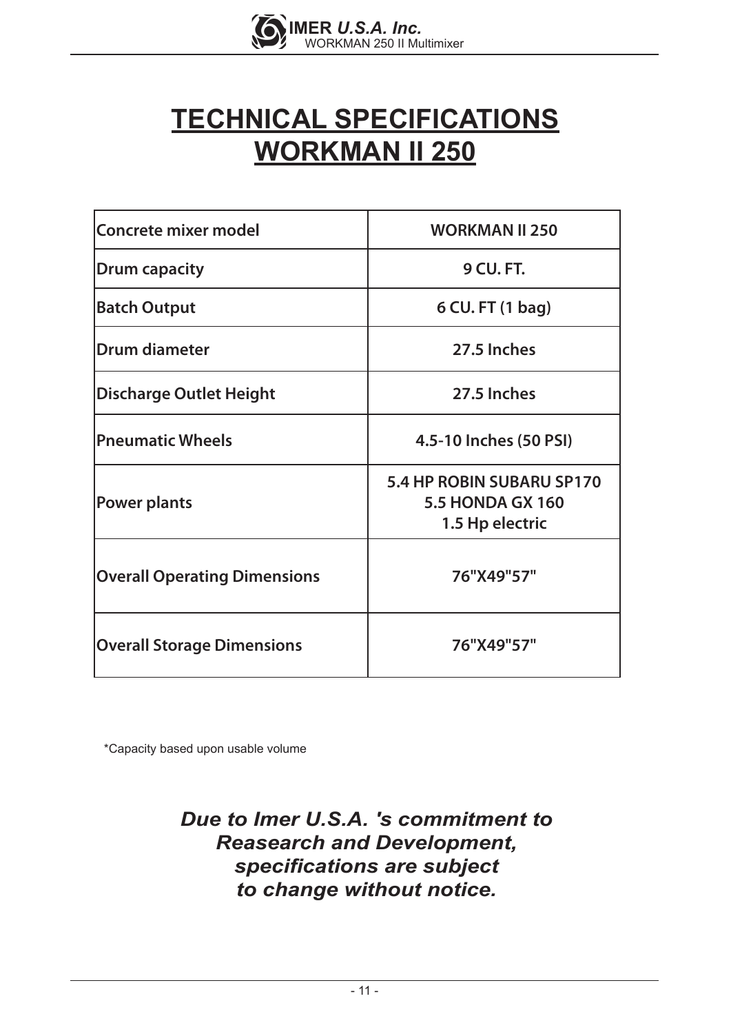# TECHNICAL SPECIFICATIONS
# WORKMAN II 250

| Concrete mixer model | WORKMAN II 250 |
|---|---|
| Drum capacity | 9 CU. FT. |
| Batch Output | 6 CU. FT (1 bag) |
| Drum diameter | 27.5 Inches |
| Discharge Outlet Height | 27.5 Inches |
| Pneumatic Wheels | 4.5-10 Inches (50 PSI) |
| Power plants | 5.4 HP ROBIN SUBARU SP170<br>5.5 HONDA GX 160<br>1.5 Hp electric |
| Overall Operating Dimensions | 76"X49"57" |
| Overall Storage Dimensions | 76"X49"57" |

*Capacity based upon usable volume

***Due to Imer U.S.A. 's commitment to Reasearch and Development, specifications are subject to change without notice.***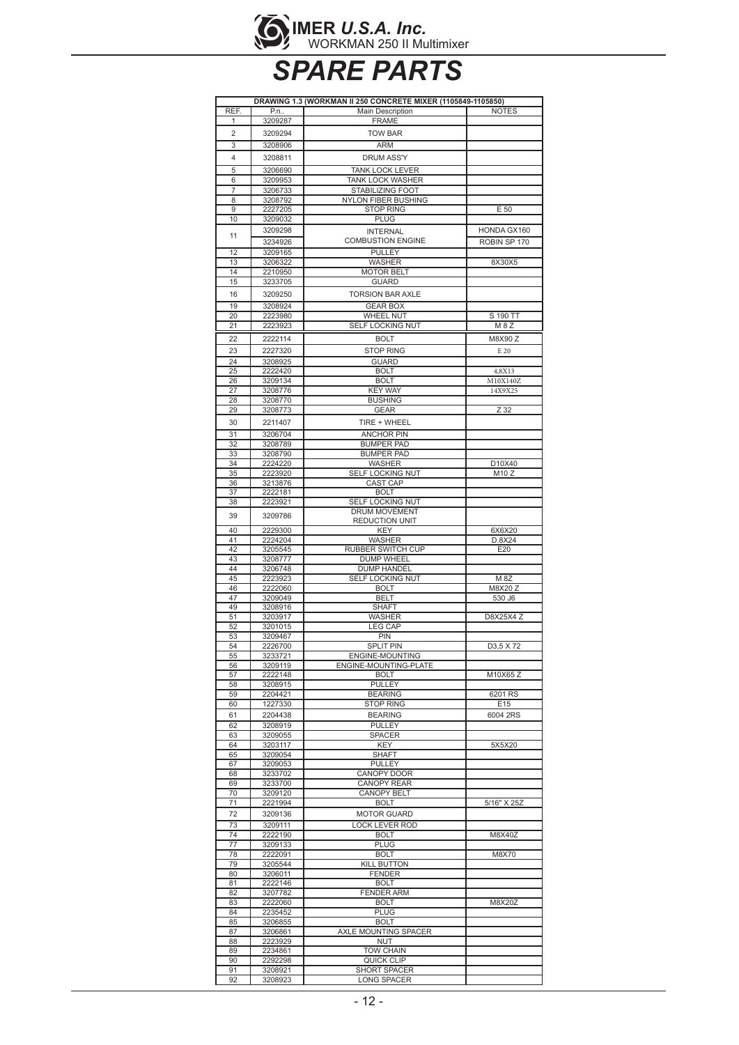# SPARE PARTS

| DRAWING 1.3 (WORKMAN II 250 CONCRETE MIXER (1105849-1105850) | | | |
|---|---|---|---|
| REF. | P.n.. | Main Description | NOTES |
| 1 | 3209287 | FRAME | |
| 2 | 3209294 | TOW BAR | |
| 3 | 3208906 | ARM | |
| 4 | 3208811 | DRUM ASS'Y | |
| 5 | 3206690 | TANK LOCK LEVER | |
| 6 | 3209953 | TANK LOCK WASHER | |
| 7 | 3206733 | STABILIZING FOOT | |
| 8 | 3208792 | NYLON FIBER BUSHING | |
| 9 | 2227205 | STOP RING | E 50 |
| 10 | 3209032 | PLUG | |
| 11 | 3209298 | INTERNAL COMBUSTION ENGINE | HONDA GX160 |
| | 3234926 | | ROBIN SP 170 |
| 12 | 3209165 | PULLEY | |
| 13 | 3206322 | WASHER | 8X30X5 |
| 14 | 2210950 | MOTOR BELT | |
| 15 | 3233705 | GUARD | |
| 16 | 3209250 | TORSION BAR AXLE | |
| 19 | 3208924 | GEAR BOX | |
| 20 | 2223980 | WHEEL NUT | S 190 TT |
| 21 | 2223923 | SELF LOCKING NUT | M 8 Z |
| 22 | 2222114 | BOLT | M8X90 Z |
| 23 | 2227320 | STOP RING | E 20 |
| 24 | 3208925 | GUARD | |
| 25 | 2222420 | BOLT | 4,8X13 |
| 26 | 3209134 | BOLT | M10X140Z |
| 27 | 3208776 | KEY WAY | 14X9X25 |
| 28 | 3208770 | BUSHING | |
| 29 | 3208773 | GEAR | Z 32 |
| 30 | 2211407 | TIRE + WHEEL | |
| 31 | 3206704 | ANCHOR PIN | |
| 32 | 3208789 | BUMPER PAD | |
| 33 | 3208790 | BUMPER PAD | |
| 34 | 2224220 | WASHER | D10X40 |
| 35 | 2223920 | SELF LOCKING NUT | M10 Z |
| 36 | 3213876 | CAST CAP | |
| 37 | 2222181 | BOLT | |
| 38 | 2223921 | SELF LOCKING NUT | |
| 39 | 3209786 | DRUM MOVEMENT REDUCTION UNIT | |
| 40 | 2229300 | KEY | 6X6X20 |
| 41 | 2224204 | WASHER | D.8X24 |
| 42 | 3205545 | RUBBER SWITCH CUP | E20 |
| 43 | 3208777 | DUMP WHEEL | |
| 44 | 3206748 | DUMP HANDEL | |
| 45 | 2223923 | SELF LOCKING NUT | M 8Z |
| 46 | 2222060 | BOLT | M8X20 Z |
| 47 | 3209049 | BELT | 530 J6 |
| 49 | 3208916 | SHAFT | |
| 51 | 3203917 | WASHER | D8X25X4 Z |
| 52 | 3201015 | LEG CAP | |
| 53 | 3209467 | PIN | |
| 54 | 2226700 | SPLIT PIN | D3,5 X 72 |
| 55 | 3233721 | ENGINE-MOUNTING | |
| 56 | 3209119 | ENGINE-MOUNTING-PLATE | |
| 57 | 2222148 | BOLT | M10X65 Z |
| 58 | 3208915 | PULLEY | |
| 59 | 2204421 | BEARING | 6201 RS |
| 60 | 1227330 | STOP RING | E15 |
| 61 | 2204438 | BEARING | 6004 2RS |
| 62 | 3208919 | PULLEY | |
| 63 | 3209055 | SPACER | |
| 64 | 3203117 | KEY | 5X5X20 |
| 65 | 3209054 | SHAFT | |
| 67 | 3209053 | PULLEY | |
| 68 | 3233702 | CANOPY DOOR | |
| 69 | 3233700 | CANOPY REAR | |
| 70 | 3209120 | CANOPY BELT | |
| 71 | 2221994 | BOLT | 5/16" X 25Z |
| 72 | 3209136 | MOTOR GUARD | |
| 73 | 3209111 | LOCK LEVER ROD | |
| 74 | 2222190 | BOLT | M8X40Z |
| 77 | 3209133 | PLUG | |
| 78 | 2222091 | BOLT | M8X70 |
| 79 | 3205544 | KILL BUTTON | |
| 80 | 3206011 | FENDER | |
| 81 | 2222146 | BOLT | |
| 82 | 3207782 | FENDER ARM | |
| 83 | 2222060 | BOLT | M8X20Z |
| 84 | 2235452 | PLUG | |
| 85 | 3206855 | BOLT | |
| 87 | 3206861 | AXLE MOUNTING SPACER | |
| 88 | 2223929 | NUT | |
| 89 | 2234861 | TOW CHAIN | |
| 90 | 2292298 | QUICK CLIP | |
| 91 | 3208921 | SHORT SPACER | |
| 92 | 3208923 | LONG SPACER | |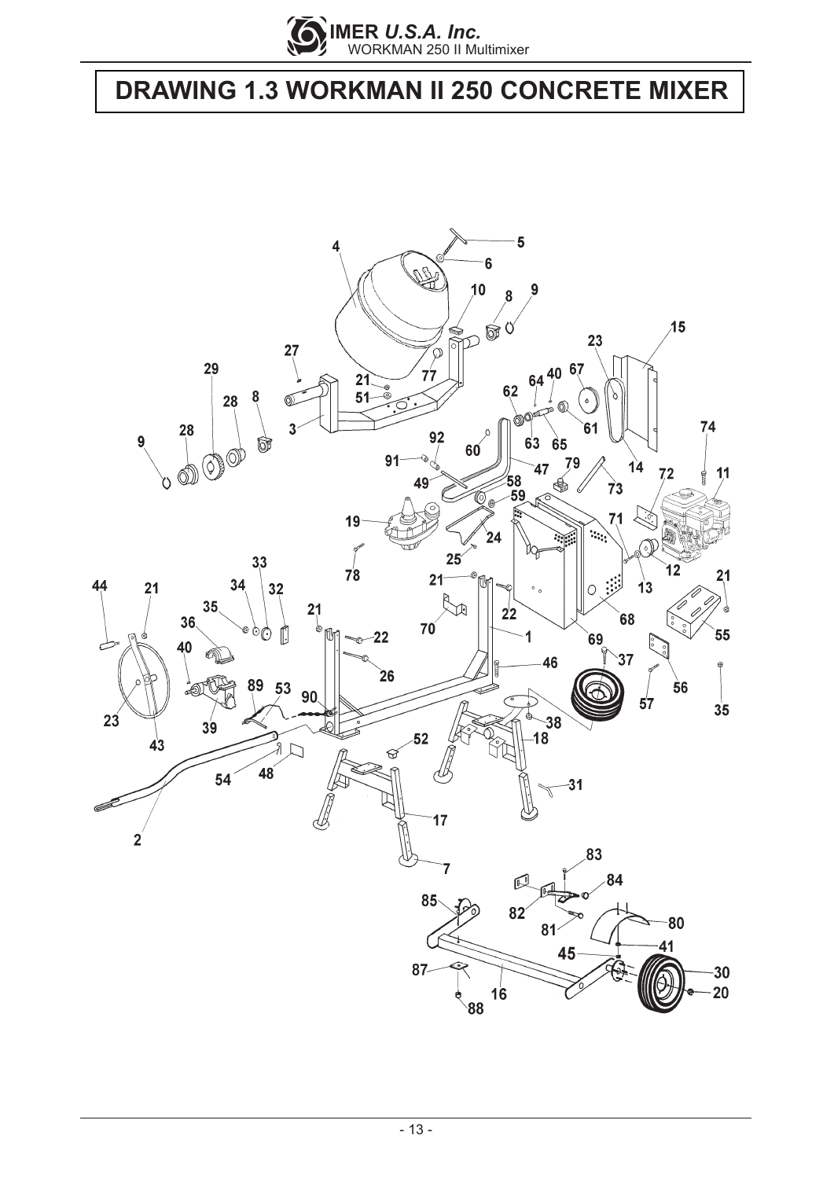# DRAWING 1.3 WORKMAN II 250 CONCRETE MIXER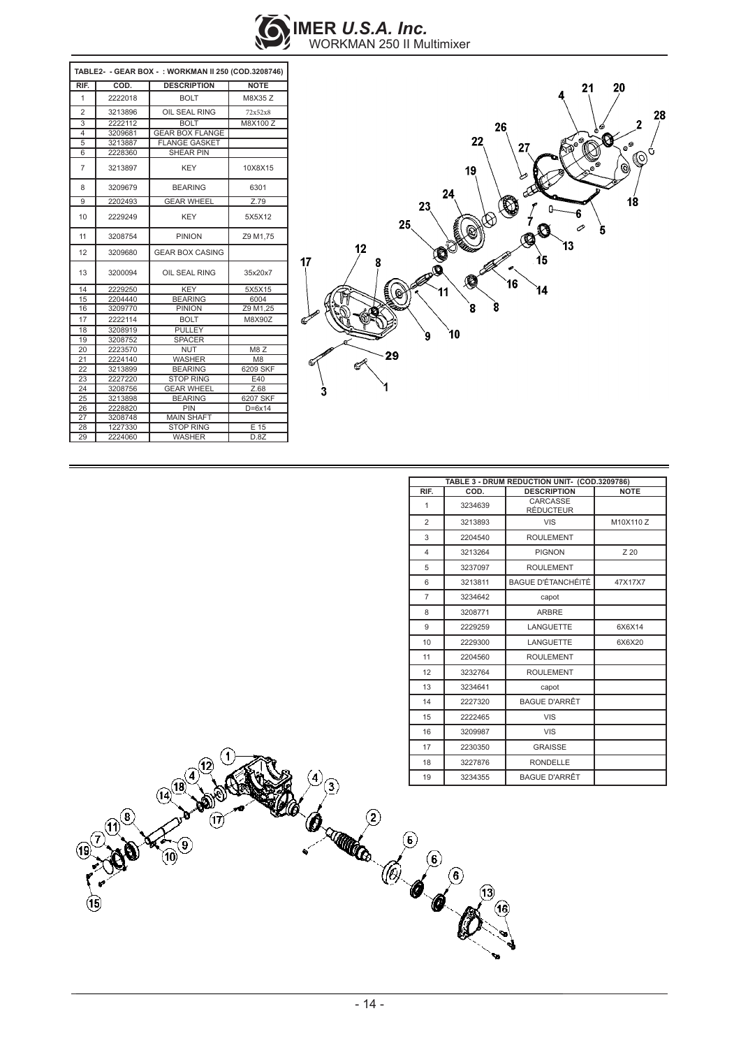| TABLE2- - GEAR BOX - : WORKMAN II 250 (COD.3208746) | | | |
|---|---|---|---|
| RIF. | COD. | DESCRIPTION | NOTE |
| 1 | 2222018 | BOLT | M8X35 Z |
| 2 | 3213896 | OIL SEAL RING | 72x52x8 |
| 3 | 2222112 | BOLT | M8X100 Z |
| 4 | 3209681 | GEAR BOX FLANGE | |
| 5 | 3213887 | FLANGE GASKET | |
| 6 | 2228360 | SHEAR PIN | |
| 7 | 3213897 | KEY | 10X8X15 |
| 8 | 3209679 | BEARING | 6301 |
| 9 | 2202493 | GEAR WHEEL | Z.79 |
| 10 | 2229249 | KEY | 5X5X12 |
| 11 | 3208754 | PINION | Z9 M1,75 |
| 12 | 3209680 | GEAR BOX CASING | |
| 13 | 3200094 | OIL SEAL RING | 35x20x7 |
| 14 | 2229250 | KEY | 5X5X15 |
| 15 | 2204440 | BEARING | 6004 |
| 16 | 3209770 | PINION | Z9 M1,25 |
| 17 | 2222114 | BOLT | M8X90Z |
| 18 | 3208919 | PULLEY | |
| 19 | 3208752 | SPACER | |
| 20 | 2223570 | NUT | M8 Z |
| 21 | 2224140 | WASHER | M8 |
| 22 | 3213899 | BEARING | 6209 SKF |
| 23 | 2227220 | STOP RING | E40 |
| 24 | 3208756 | GEAR WHEEL | Z.68 |
| 25 | 3213898 | BEARING | 6207 SKF |
| 26 | 2228820 | PIN | D=6x14 |
| 27 | 3208748 | MAIN SHAFT | |
| 28 | 1227330 | STOP RING | E 15 |
| 29 | 2224060 | WASHER | D.8Z |

| TABLE 3 - DRUM REDUCTION UNIT- (COD.3209786) | | | |
|---|---|---|---|
| RIF. | COD. | DESCRIPTION | NOTE |
| 1 | 3234639 | CARCASSE RÉDUCTEUR | |
| 2 | 3213893 | VIS | M10X110 Z |
| 3 | 2204540 | ROULEMENT | |
| 4 | 3213264 | PIGNON | Z 20 |
| 5 | 3237097 | ROULEMENT | |
| 6 | 3213811 | BAGUE D'ÉTANCHÉITÉ | 47X17X7 |
| 7 | 3234642 | capot | |
| 8 | 3208771 | ARBRE | |
| 9 | 2229259 | LANGUETTE | 6X6X14 |
| 10 | 2229300 | LANGUETTE | 6X6X20 |
| 11 | 2204560 | ROULEMENT | |
| 12 | 3232764 | ROULEMENT | |
| 13 | 3234641 | capot | |
| 14 | 2227320 | BAGUE D'ARRÊT | |
| 15 | 2222465 | VIS | |
| 16 | 3209987 | VIS | |
| 17 | 2230350 | GRAISSE | |
| 18 | 3227876 | RONDELLE | |
| 19 | 3234355 | BAGUE D'ARRÊT | |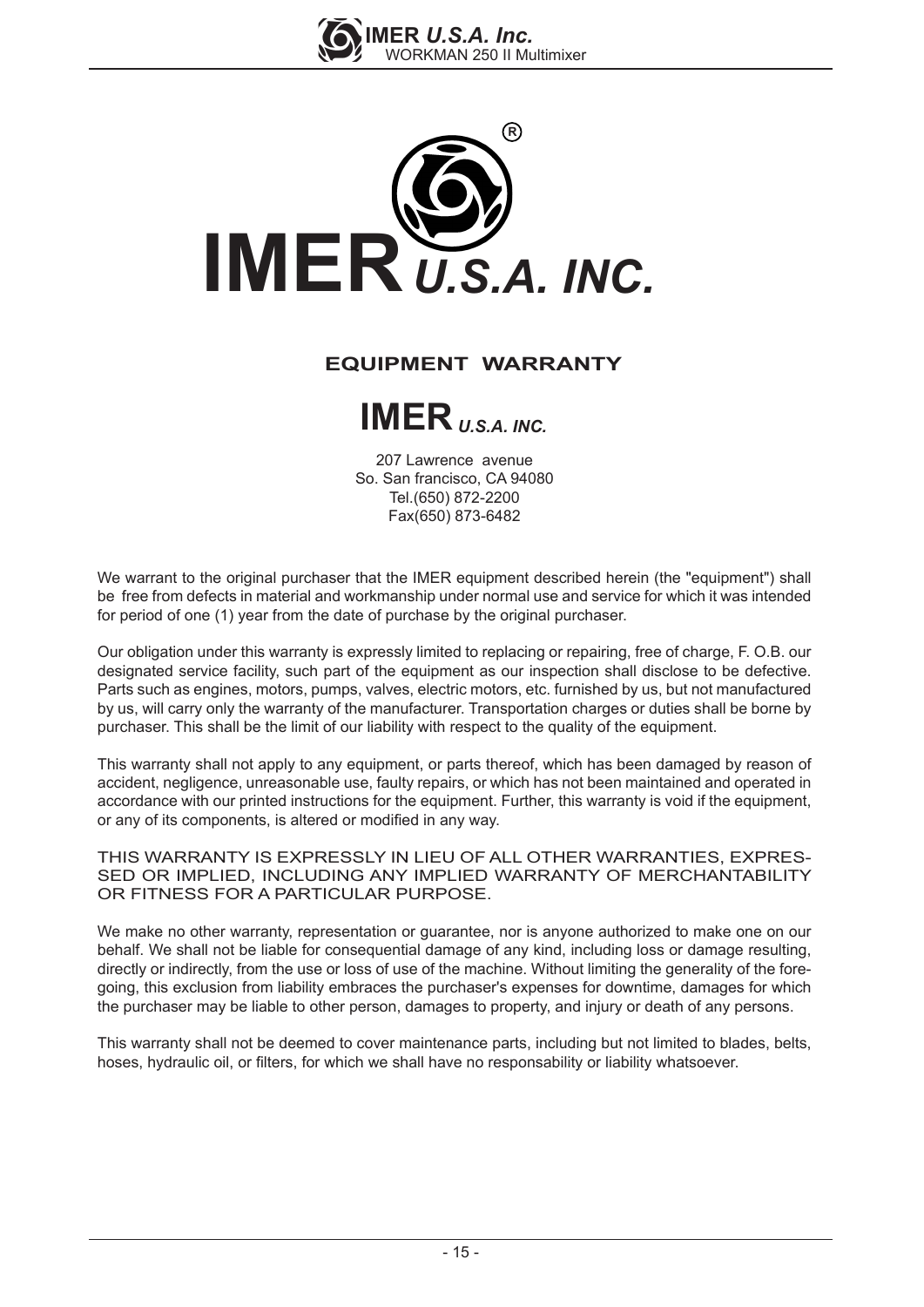# IMER *U.S.A. INC.*

## EQUIPMENT WARRANTY

### IMER *U.S.A. INC.*

207 Lawrence avenue
So. San francisco, CA 94080
Tel.(650) 872-2200
Fax(650) 873-6482

We warrant to the original purchaser that the IMER equipment described herein (the "equipment") shall be free from defects in material and workmanship under normal use and service for which it was intended for period of one (1) year from the date of purchase by the original purchaser.

Our obligation under this warranty is expressly limited to replacing or repairing, free of charge, F. O.B. our designated service facility, such part of the equipment as our inspection shall disclose to be defective. Parts such as engines, motors, pumps, valves, electric motors, etc. furnished by us, but not manufactured by us, will carry only the warranty of the manufacturer. Transportation charges or duties shall be borne by purchaser. This shall be the limit of our liability with respect to the quality of the equipment.

This warranty shall not apply to any equipment, or parts thereof, which has been damaged by reason of accident, negligence, unreasonable use, faulty repairs, or which has not been maintained and operated in accordance with our printed instructions for the equipment. Further, this warranty is void if the equipment, or any of its components, is altered or modified in any way.

THIS WARRANTY IS EXPRESSLY IN LIEU OF ALL OTHER WARRANTIES, EXPRESSED OR IMPLIED, INCLUDING ANY IMPLIED WARRANTY OF MERCHANTABILITY OR FITNESS FOR A PARTICULAR PURPOSE.

We make no other warranty, representation or guarantee, nor is anyone authorized to make one on our behalf. We shall not be liable for consequential damage of any kind, including loss or damage resulting, directly or indirectly, from the use or loss of use of the machine. Without limiting the generality of the foregoing, this exclusion from liability embraces the purchaser's expenses for downtime, damages for which the purchaser may be liable to other person, damages to property, and injury or death of any persons.

This warranty shall not be deemed to cover maintenance parts, including but not limited to blades, belts, hoses, hydraulic oil, or filters, for which we shall have no responsability or liability whatsoever.